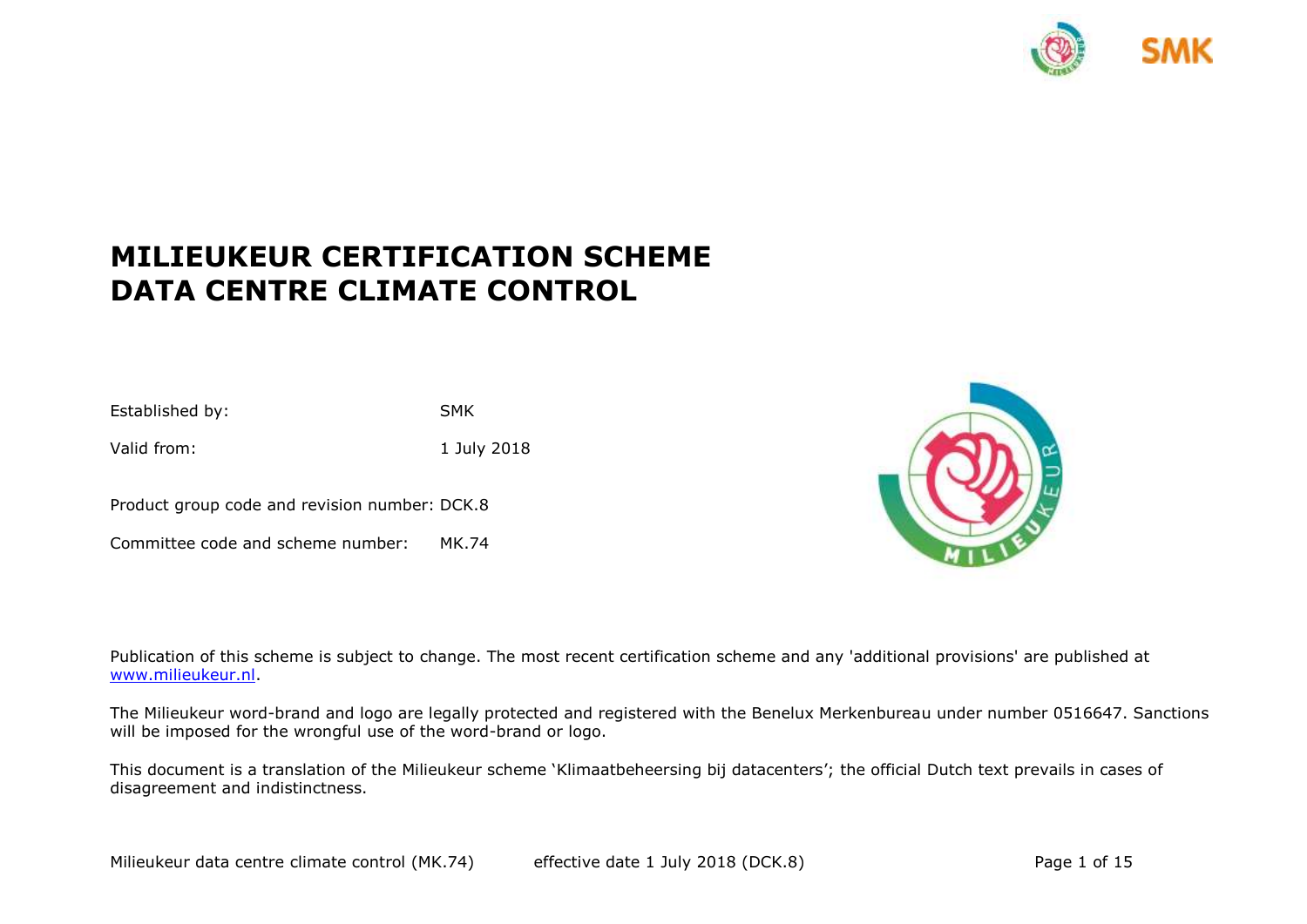# MILIEUKEUR CERTIFICATION SCHEME DATA CENTRE CLIMATE CONTROL

Established by: SMK

Valid from: 1 July 2018

Product group code and revision number: DCK.8

Committee code and scheme number: MK.74

Publication of this scheme is subject to change. The most recent certification scheme and any 'additional provisions' are published at www.milieukeur.nl.

The Milieukeur word-brand and logo are legally protected and registered with the Benelux Merkenbureau under number 0516647. Sanctions will be imposed for the wrongful use of the word-brand or logo.

This document is a translation of the Milieukeur scheme 'Klimaatbeheersing bij datacenters'; the official Dutch text prevails in cases of disagreement and indistinctness.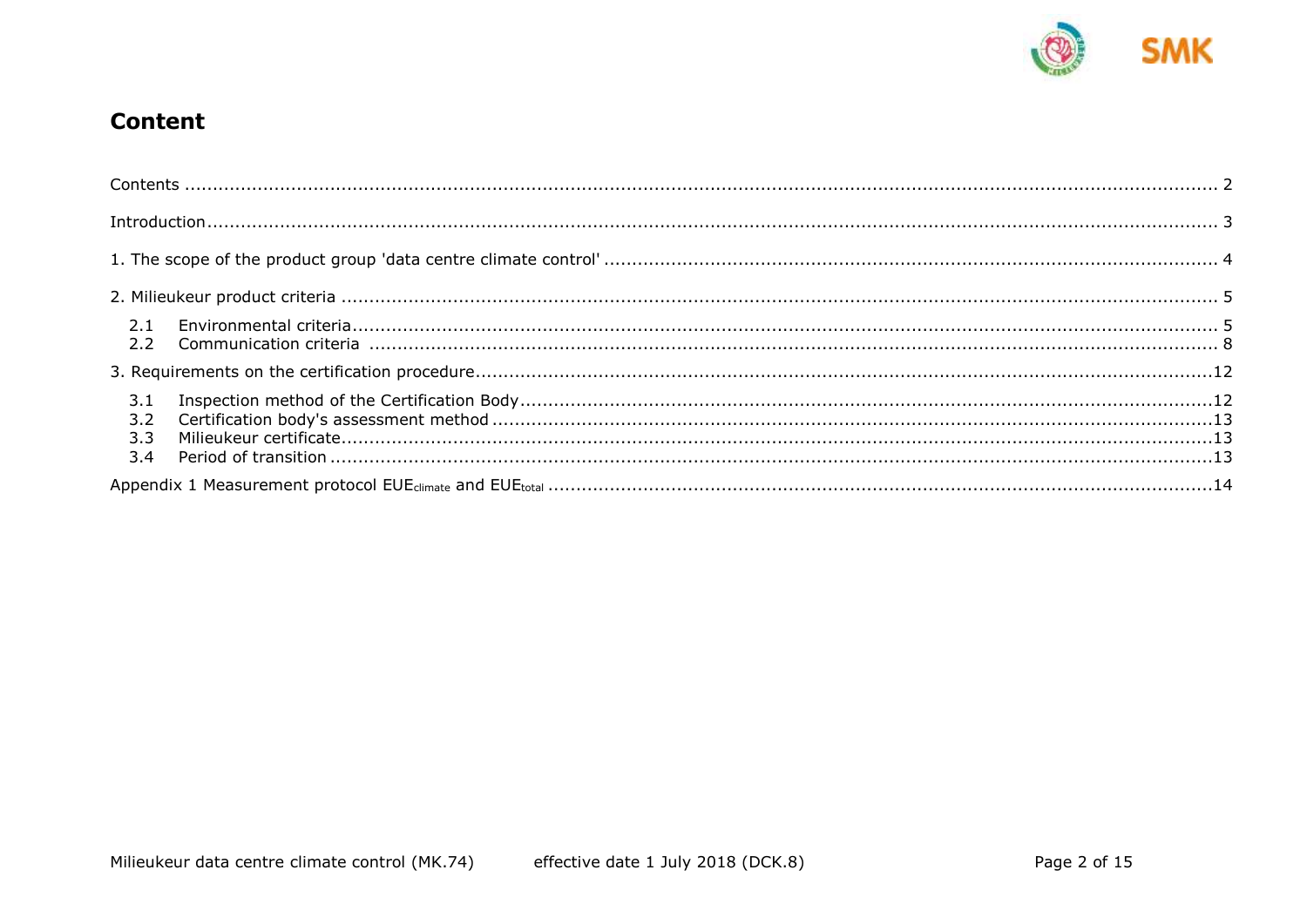# Content

Contents ........................................................................................................................................................... 2

Introduction ........................................................................................................................................................ 3

1. The scope of the product group 'data centre climate control' .............................................................................. 4

2. Milieukeur product criteria ................................................................................................................................ 5

- 2.1 Environmental criteria .................................................................................................................................. 5
- 2.2 Communication criteria ................................................................................................................................ 8

3. Requirements on the certification procedure ..................................................................................................... 12

- 3.1 Inspection method of the Certification Body ................................................................................................ 12
- 3.2 Certification body's assessment method ...................................................................................................... 13
- 3.3 Milieukeur certificate .................................................................................................................................. 13
- 3.4 Period of transition ..................................................................................................................................... 13

Appendix 1 Measurement protocol $EUE_{climate}$ and $EUE_{total}$ .......................................................................... 14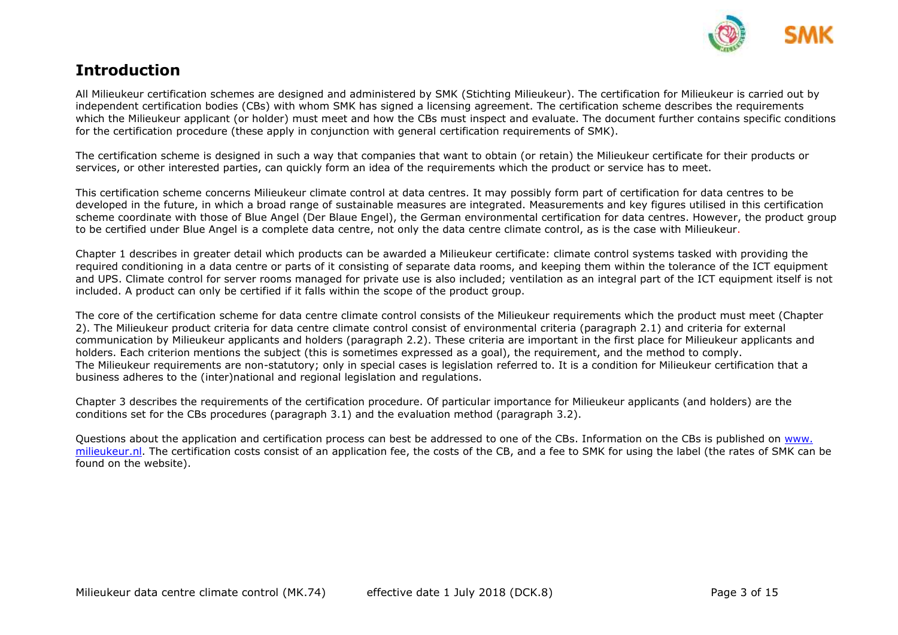# Introduction

All Milieukeur certification schemes are designed and administered by SMK (Stichting Milieukeur). The certification for Milieukeur is carried out by independent certification bodies (CBs) with whom SMK has signed a licensing agreement. The certification scheme describes the requirements which the Milieukeur applicant (or holder) must meet and how the CBs must inspect and evaluate. The document further contains specific conditions for the certification procedure (these apply in conjunction with general certification requirements of SMK).

The certification scheme is designed in such a way that companies that want to obtain (or retain) the Milieukeur certificate for their products or services, or other interested parties, can quickly form an idea of the requirements which the product or service has to meet.

This certification scheme concerns Milieukeur climate control at data centres. It may possibly form part of certification for data centres to be developed in the future, in which a broad range of sustainable measures are integrated. Measurements and key figures utilised in this certification scheme coordinate with those of Blue Angel (Der Blaue Engel), the German environmental certification for data centres. However, the product group to be certified under Blue Angel is a complete data centre, not only the data centre climate control, as is the case with Milieukeur.

Chapter 1 describes in greater detail which products can be awarded a Milieukeur certificate: climate control systems tasked with providing the required conditioning in a data centre or parts of it consisting of separate data rooms, and keeping them within the tolerance of the ICT equipment and UPS. Climate control for server rooms managed for private use is also included; ventilation as an integral part of the ICT equipment itself is not included. A product can only be certified if it falls within the scope of the product group.

The core of the certification scheme for data centre climate control consists of the Milieukeur requirements which the product must meet (Chapter 2). The Milieukeur product criteria for data centre climate control consist of environmental criteria (paragraph 2.1) and criteria for external communication by Milieukeur applicants and holders (paragraph 2.2). These criteria are important in the first place for Milieukeur applicants and holders. Each criterion mentions the subject (this is sometimes expressed as a goal), the requirement, and the method to comply.
The Milieukeur requirements are non-statutory; only in special cases is legislation referred to. It is a condition for Milieukeur certification that a business adheres to the (inter)national and regional legislation and regulations.

Chapter 3 describes the requirements of the certification procedure. Of particular importance for Milieukeur applicants (and holders) are the conditions set for the CBs procedures (paragraph 3.1) and the evaluation method (paragraph 3.2).

Questions about the application and certification process can best be addressed to one of the CBs. Information on the CBs is published on www.milieukeur.nl. The certification costs consist of an application fee, the costs of the CB, and a fee to SMK for using the label (the rates of SMK can be found on the website).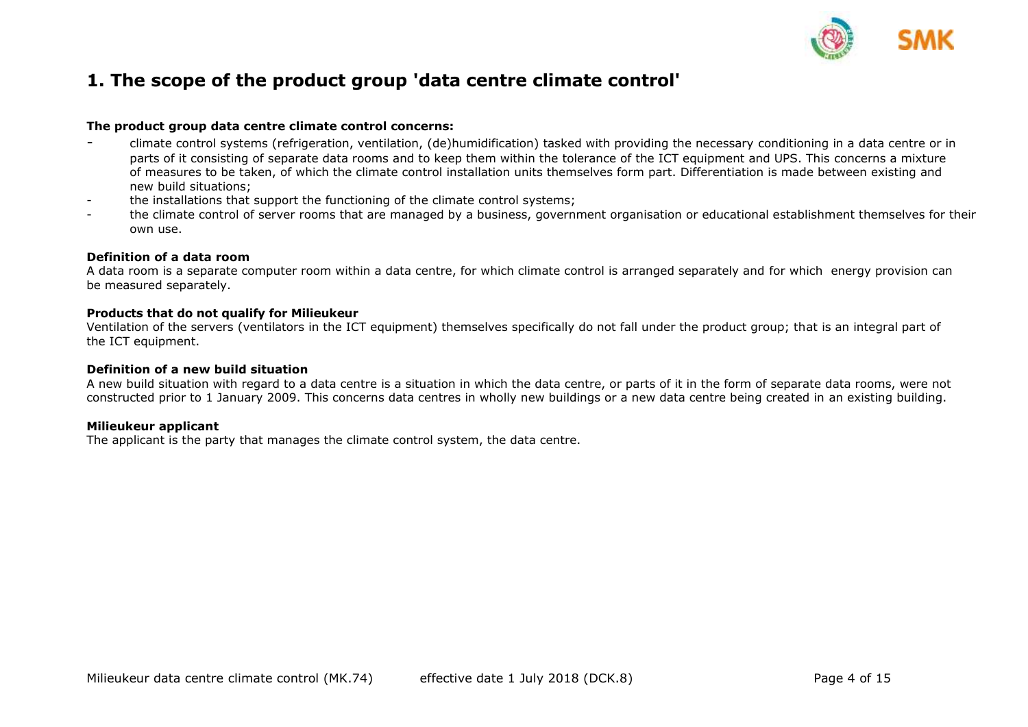# 1. The scope of the product group 'data centre climate control'

**The product group data centre climate control concerns:**

- climate control systems (refrigeration, ventilation, (de)humidification) tasked with providing the necessary conditioning in a data centre or in parts of it consisting of separate data rooms and to keep them within the tolerance of the ICT equipment and UPS. This concerns a mixture of measures to be taken, of which the climate control installation units themselves form part. Differentiation is made between existing and new build situations;
- the installations that support the functioning of the climate control systems;
- the climate control of server rooms that are managed by a business, government organisation or educational establishment themselves for their own use.

**Definition of a data room**

A data room is a separate computer room within a data centre, for which climate control is arranged separately and for which energy provision can be measured separately.

**Products that do not qualify for Milieukeur**

Ventilation of the servers (ventilators in the ICT equipment) themselves specifically do not fall under the product group; that is an integral part of the ICT equipment.

**Definition of a new build situation**

A new build situation with regard to a data centre is a situation in which the data centre, or parts of it in the form of separate data rooms, were not constructed prior to 1 January 2009. This concerns data centres in wholly new buildings or a new data centre being created in an existing building.

**Milieukeur applicant**

The applicant is the party that manages the climate control system, the data centre.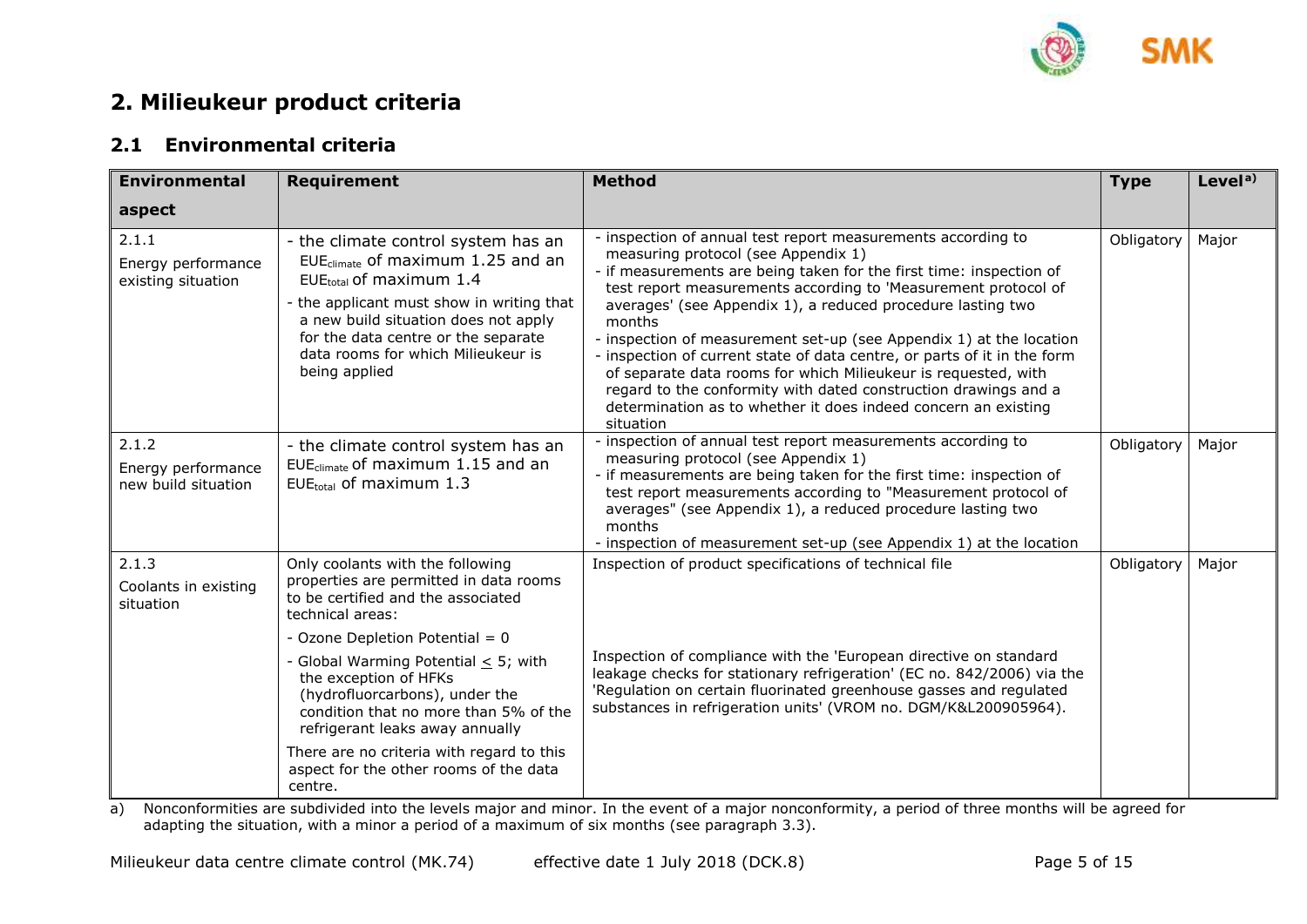# 2. Milieukeur product criteria

## 2.1 Environmental criteria

| Environmental aspect | Requirement | Method | Type | Level[a)] |
|---|---|---|---|---|
| 2.1.1<br>Energy performance existing situation | - the climate control system has an $EUE_{climate}$ of maximum 1.25 and an $EUE_{total}$ of maximum 1.4<br>- the applicant must show in writing that a new build situation does not apply for the data centre or the separate data rooms for which Milieukeur is being applied | - inspection of annual test report measurements according to measuring protocol (see Appendix 1)<br>- if measurements are being taken for the first time: inspection of test report measurements according to 'Measurement protocol of averages' (see Appendix 1), a reduced procedure lasting two months<br>- inspection of measurement set-up (see Appendix 1) at the location<br>- inspection of current state of data centre, or parts of it in the form of separate data rooms for which Milieukeur is requested, with regard to the conformity with dated construction drawings and a determination as to whether it does indeed concern an existing situation | Obligatory | Major |
| 2.1.2<br>Energy performance new build situation | - the climate control system has an $EUE_{climate}$ of maximum 1.15 and an $EUE_{total}$ of maximum 1.3 | - inspection of annual test report measurements according to measuring protocol (see Appendix 1)<br>- if measurements are being taken for the first time: inspection of test report measurements according to "Measurement protocol of averages" (see Appendix 1), a reduced procedure lasting two months<br>- inspection of measurement set-up (see Appendix 1) at the location | Obligatory | Major |
| 2.1.3<br>Coolants in existing situation | Only coolants with the following properties are permitted in data rooms to be certified and the associated technical areas:<br>- Ozone Depletion Potential = 0<br>- Global Warming Potential $\leq$ 5; with the exception of HFKs (hydrofluorcarbons), under the condition that no more than 5% of the refrigerant leaks away annually<br>There are no criteria with regard to this aspect for the other rooms of the data centre. | Inspection of product specifications of technical file<br><br>Inspection of compliance with the 'European directive on standard leakage checks for stationary refrigeration' (EC no. 842/2006) via the 'Regulation on certain fluorinated greenhouse gasses and regulated substances in refrigeration units' (VROM no. DGM/K&L200905964). | Obligatory | Major |

a) Nonconformities are subdivided into the levels major and minor. In the event of a major nonconformity, a period of three months will be agreed for adapting the situation, with a minor a period of a maximum of six months (see paragraph 3.3).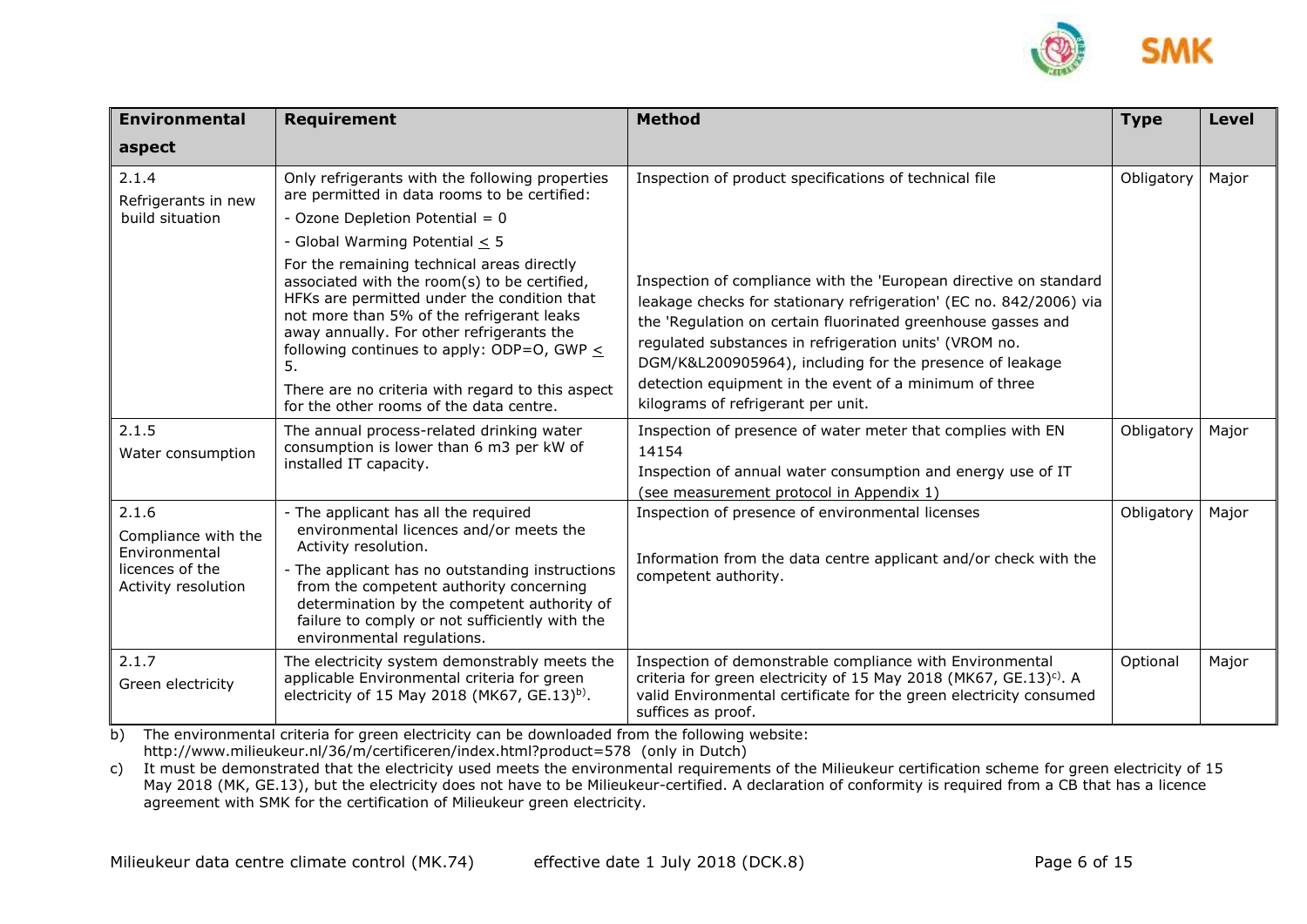| Environmental aspect | Requirement | Method | Type | Level |
|---|---|---|---|---|
| 2.1.4<br>Refrigerants in new build situation | Only refrigerants with the following properties are permitted in data rooms to be certified:<br>- Ozone Depletion Potential = 0<br>- Global Warming Potential ≤ 5<br>For the remaining technical areas directly associated with the room(s) to be certified, HFKs are permitted under the condition that not more than 5% of the refrigerant leaks away annually. For other refrigerants the following continues to apply: ODP=O, GWP ≤ 5.<br>There are no criteria with regard to this aspect for the other rooms of the data centre. | Inspection of product specifications of technical file<br><br>Inspection of compliance with the 'European directive on standard leakage checks for stationary refrigeration' (EC no. 842/2006) via the 'Regulation on certain fluorinated greenhouse gasses and regulated substances in refrigeration units' (VROM no. DGM/K&L200905964), including for the presence of leakage detection equipment in the event of a minimum of three kilograms of refrigerant per unit. | Obligatory | Major |
| 2.1.5<br>Water consumption | The annual process-related drinking water consumption is lower than 6 m3 per kW of installed IT capacity. | Inspection of presence of water meter that complies with EN 14154<br>Inspection of annual water consumption and energy use of IT (see measurement protocol in Appendix 1) | Obligatory | Major |
| 2.1.6<br>Compliance with the Environmental licences of the Activity resolution | - The applicant has all the required environmental licences and/or meets the Activity resolution.<br>- The applicant has no outstanding instructions from the competent authority concerning determination by the competent authority of failure to comply or not sufficiently with the environmental regulations. | Inspection of presence of environmental licenses<br><br>Information from the data centre applicant and/or check with the competent authority. | Obligatory | Major |
| 2.1.7<br>Green electricity | The electricity system demonstrably meets the applicable Environmental criteria for green electricity of 15 May 2018 (MK67, GE.13)[b]. | Inspection of demonstrable compliance with Environmental criteria for green electricity of 15 May 2018 (MK67, GE.13)[c]. A valid Environmental certificate for the green electricity consumed suffices as proof. | Optional | Major |

b) The environmental criteria for green electricity can be downloaded from the following website: http://www.milieukeur.nl/36/m/certificeren/index.html?product=578 (only in Dutch)

c) It must be demonstrated that the electricity used meets the environmental requirements of the Milieukeur certification scheme for green electricity of 15 May 2018 (MK, GE.13), but the electricity does not have to be Milieukeur-certified. A declaration of conformity is required from a CB that has a licence agreement with SMK for the certification of Milieukeur green electricity.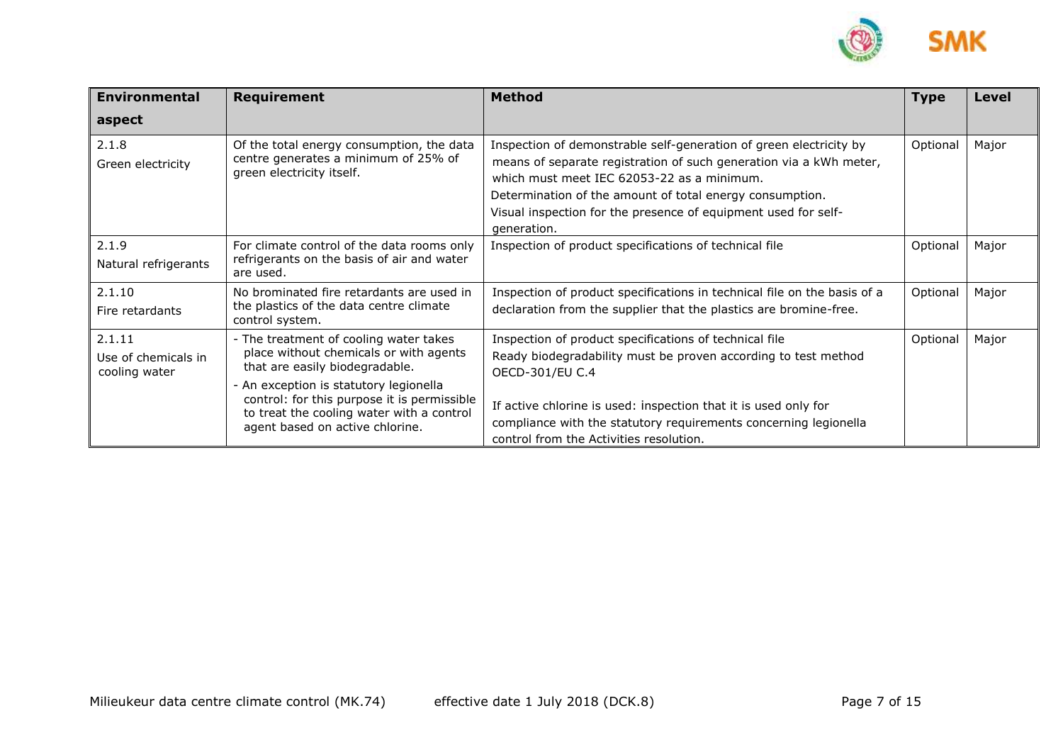| Environmental aspect | Requirement | Method | Type | Level |
|---|---|---|---|---|
| 2.1.8<br>Green electricity | Of the total energy consumption, the data centre generates a minimum of 25% of green electricity itself. | Inspection of demonstrable self-generation of green electricity by means of separate registration of such generation via a kWh meter, which must meet IEC 62053-22 as a minimum.<br>Determination of the amount of total energy consumption.<br>Visual inspection for the presence of equipment used for self-generation. | Optional | Major |
| 2.1.9<br>Natural refrigerants | For climate control of the data rooms only refrigerants on the basis of air and water are used. | Inspection of product specifications of technical file | Optional | Major |
| 2.1.10<br>Fire retardants | No brominated fire retardants are used in the plastics of the data centre climate control system. | Inspection of product specifications in technical file on the basis of a declaration from the supplier that the plastics are bromine-free. | Optional | Major |
| 2.1.11<br>Use of chemicals in cooling water | - The treatment of cooling water takes place without chemicals or with agents that are easily biodegradable.<br>- An exception is statutory legionella control: for this purpose it is permissible to treat the cooling water with a control agent based on active chlorine. | Inspection of product specifications of technical file<br>Ready biodegradability must be proven according to test method OECD-301/EU C.4<br><br>If active chlorine is used: inspection that it is used only for compliance with the statutory requirements concerning legionella control from the Activities resolution. | Optional | Major |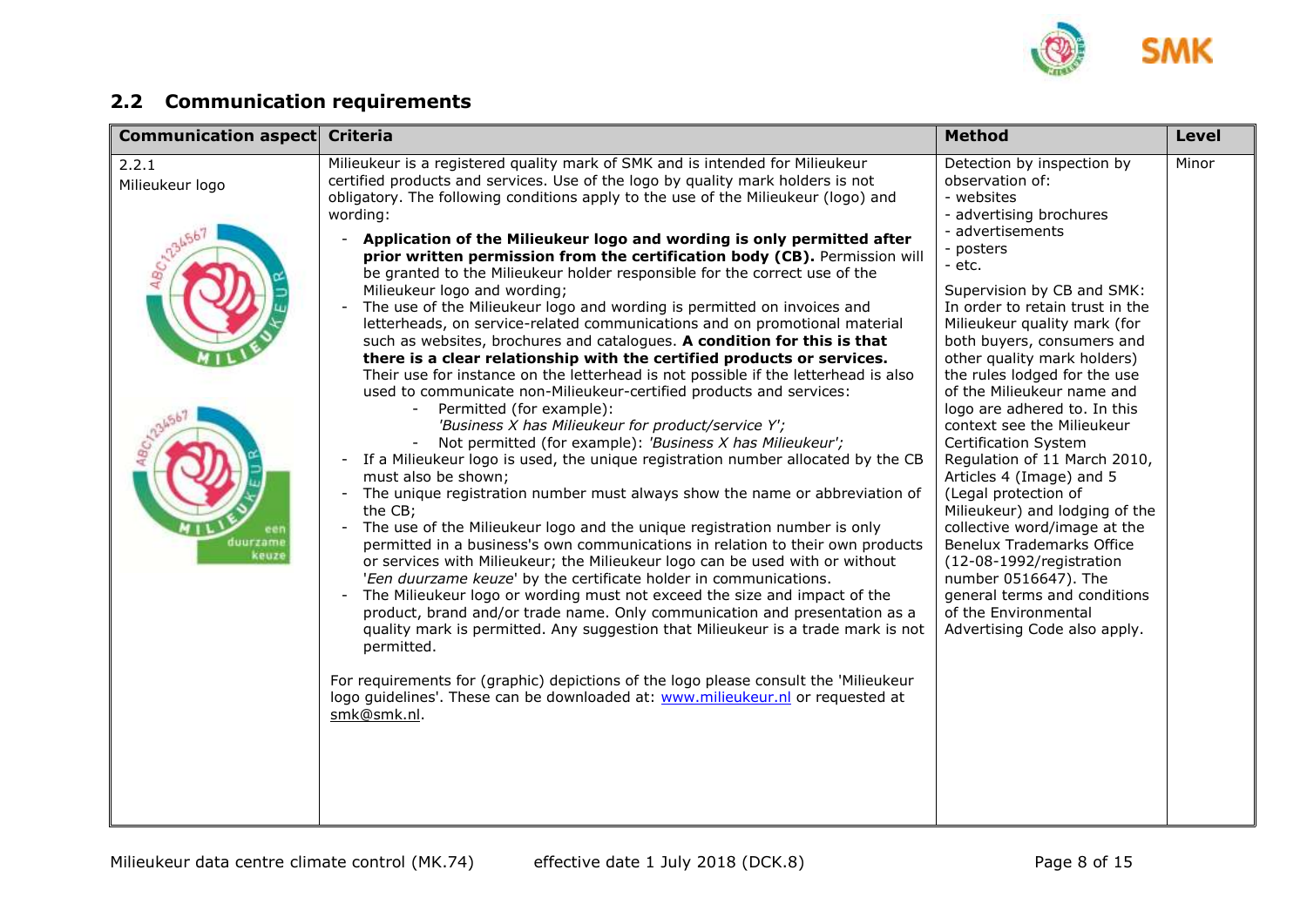## 2.2 Communication requirements

| Communication aspect | Criteria | Method | Level |
|---|---|---|---|
| 2.2.1<br>Milieukeur logo | Milieukeur is a registered quality mark of SMK and is intended for Milieukeur certified products and services. Use of the logo by quality mark holders is not obligatory. The following conditions apply to the use of the Milieukeur (logo) and wording:<br>- **Application of the Milieukeur logo and wording is only permitted after prior written permission from the certification body (CB).** Permission will be granted to the Milieukeur holder responsible for the correct use of the Milieukeur logo and wording;<br>- The use of the Milieukeur logo and wording is permitted on invoices and letterheads, on service-related communications and on promotional material such as websites, brochures and catalogues. **A condition for this is that there is a clear relationship with the certified products or services.** Their use for instance on the letterhead is not possible if the letterhead is also used to communicate non-Milieukeur-certified products and services:<br>&nbsp;&nbsp;- Permitted (for example): *'Business X has Milieukeur for product/service Y';*<br>&nbsp;&nbsp;- Not permitted (for example): *'Business X has Milieukeur';*<br>- If a Milieukeur logo is used, the unique registration number allocated by the CB must also be shown;<br>- The unique registration number must always show the name or abbreviation of the CB;<br>- The use of the Milieukeur logo and the unique registration number is only permitted in a business's own communications in relation to their own products or services with Milieukeur; the Milieukeur logo can be used with or without '*Een duurzame keuze*' by the certificate holder in communications.<br>- The Milieukeur logo or wording must not exceed the size and impact of the product, brand and/or trade name. Only communication and presentation as a quality mark is permitted. Any suggestion that Milieukeur is a trade mark is not permitted.<br><br>For requirements for (graphic) depictions of the logo please consult the 'Milieukeur logo guidelines'. These can be downloaded at: www.milieukeur.nl or requested at smk@smk.nl. | Detection by inspection by observation of:<br>- websites<br>- advertising brochures<br>- advertisements<br>- posters<br>- etc.<br><br>Supervision by CB and SMK: In order to retain trust in the Milieukeur quality mark (for both buyers, consumers and other quality mark holders) the rules lodged for the use of the Milieukeur name and logo are adhered to. In this context see the Milieukeur Certification System Regulation of 11 March 2010, Articles 4 (Image) and 5 (Legal protection of Milieukeur) and lodging of the collective word/image at the Benelux Trademarks Office (12-08-1992/registration number 0516647). The general terms and conditions of the Environmental Advertising Code also apply. | Minor |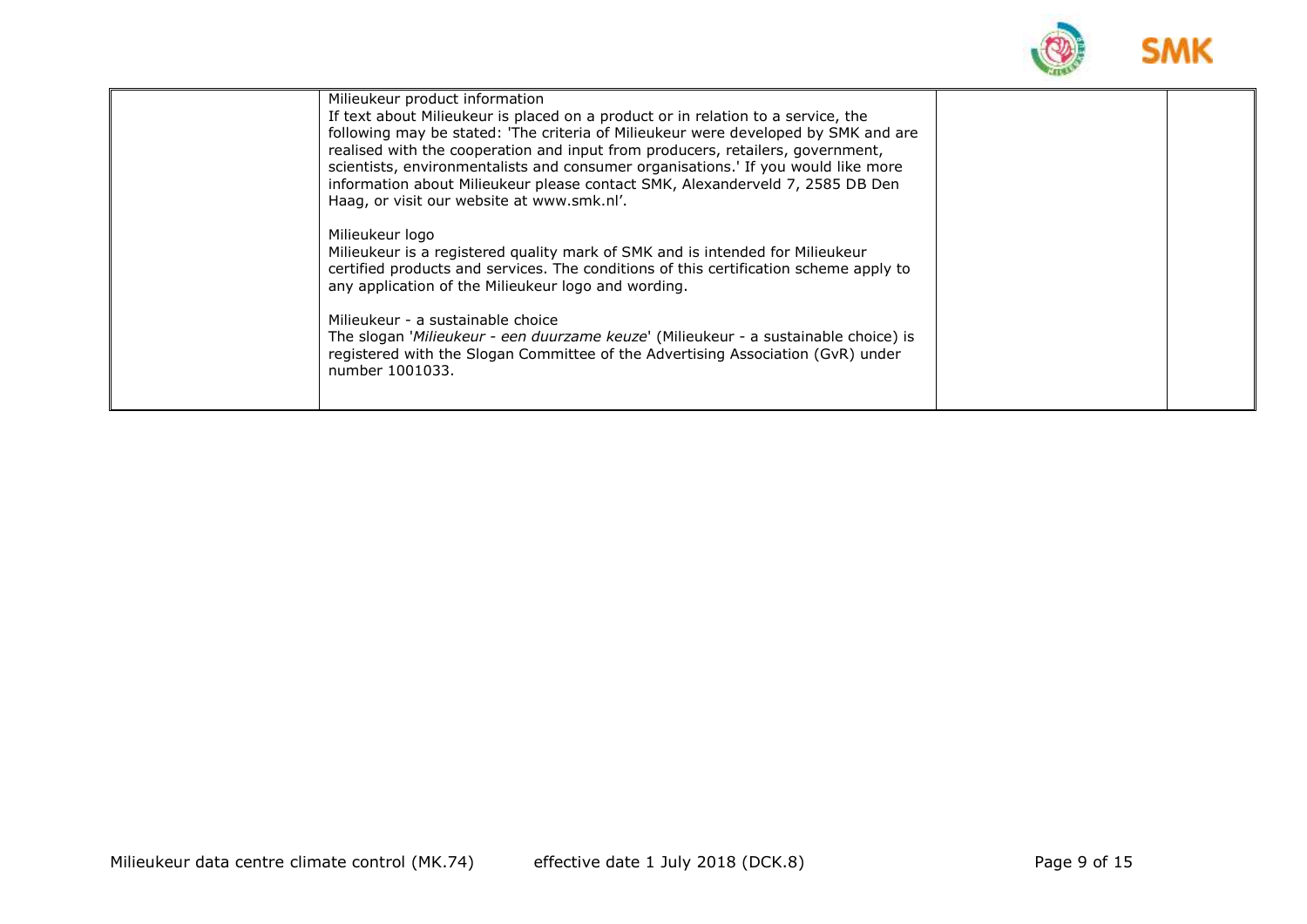|  | Milieukeur product information<br>If text about Milieukeur is placed on a product or in relation to a service, the following may be stated: 'The criteria of Milieukeur were developed by SMK and are realised with the cooperation and input from producers, retailers, government, scientists, environmentalists and consumer organisations.' If you would like more information about Milieukeur please contact SMK, Alexanderveld 7, 2585 DB Den Haag, or visit our website at www.smk.nl'.<br><br>Milieukeur logo<br>Milieukeur is a registered quality mark of SMK and is intended for Milieukeur certified products and services. The conditions of this certification scheme apply to any application of the Milieukeur logo and wording.<br><br>Milieukeur - a sustainable choice<br>The slogan '*Milieukeur - een duurzame keuze*' (Milieukeur - a sustainable choice) is registered with the Slogan Committee of the Advertising Association (GvR) under number 1001033. |  |  |
|---|---|---|---|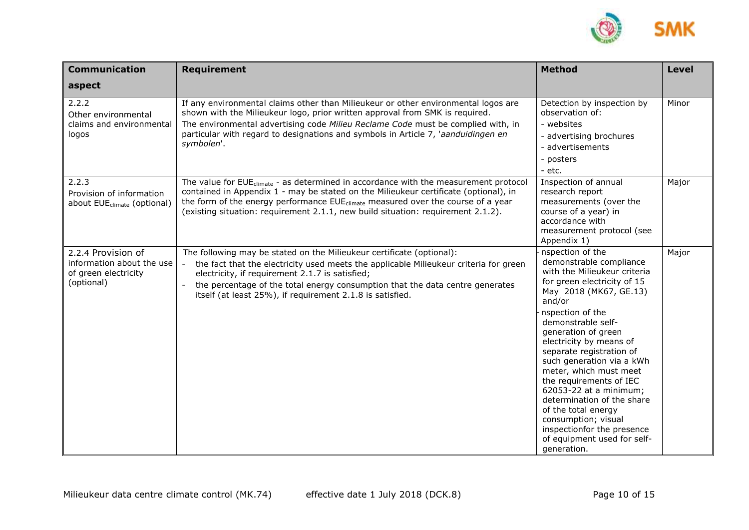| Communication aspect | Requirement | Method | Level |
|---|---|---|---|
| 2.2.2 Other environmental claims and environmental logos | If any environmental claims other than Milieukeur or other environmental logos are shown with the Milieukeur logo, prior written approval from SMK is required. The environmental advertising code *Milieu Reclame Code* must be complied with, in particular with regard to designations and symbols in Article 7, '*aanduidingen en symbolen*'. | Detection by inspection by observation of: - websites - advertising brochures - advertisements - posters - etc. | Minor |
| 2.2.3 Provision of information about $EUE_{climate}$ (optional) | The value for $EUE_{climate}$ - as determined in accordance with the measurement protocol contained in Appendix 1 - may be stated on the Milieukeur certificate (optional), in the form of the energy performance $EUE_{climate}$ measured over the course of a year (existing situation: requirement 2.1.1, new build situation: requirement 2.1.2). | Inspection of annual research report measurements (over the course of a year) in accordance with measurement protocol (see Appendix 1) | Major |
| 2.2.4 Provision of information about the use of green electricity (optional) | The following may be stated on the Milieukeur certificate (optional): - the fact that the electricity used meets the applicable Milieukeur criteria for green electricity, if requirement 2.1.7 is satisfied; - the percentage of the total energy consumption that the data centre generates itself (at least 25%), if requirement 2.1.8 is satisfied. | - nspection of the demonstrable compliance with the Milieukeur criteria for green electricity of 15 May 2018 (MK67, GE.13) and/or - nspection of the demonstrable self-generation of green electricity by means of separate registration of such generation via a kWh meter, which must meet the requirements of IEC 62053-22 at a minimum; determination of the share of the total energy consumption; visual inspectionfor the presence of equipment used for self-generation. | Major |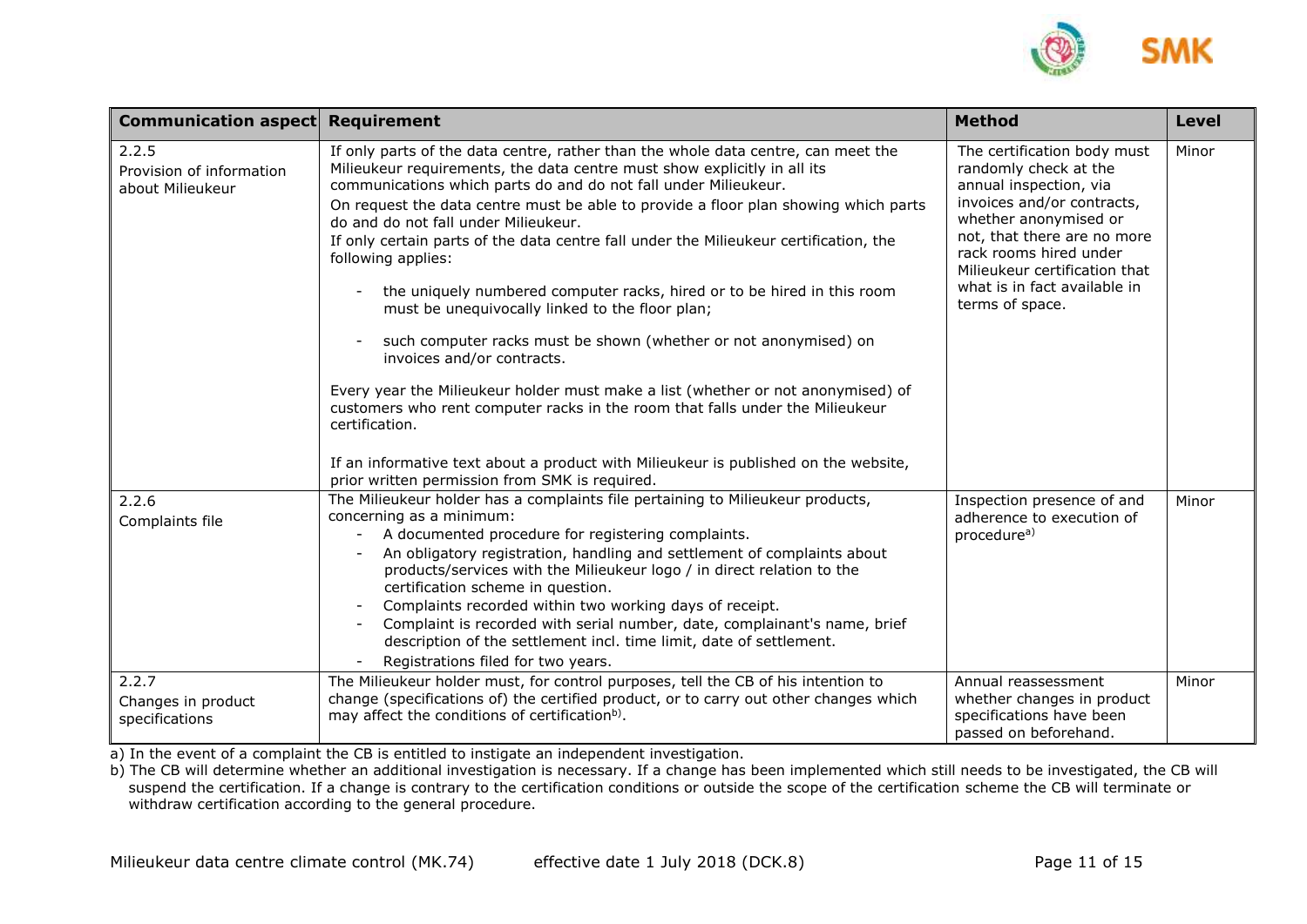| Communication aspect | Requirement | Method | Level |
|---|---|---|---|
| 2.2.5<br>Provision of information about Milieukeur | If only parts of the data centre, rather than the whole data centre, can meet the Milieukeur requirements, the data centre must show explicitly in all its communications which parts do and do not fall under Milieukeur.<br>On request the data centre must be able to provide a floor plan showing which parts do and do not fall under Milieukeur.<br>If only certain parts of the data centre fall under the Milieukeur certification, the following applies:<br>- the uniquely numbered computer racks, hired or to be hired in this room must be unequivocally linked to the floor plan;<br>- such computer racks must be shown (whether or not anonymised) on invoices and/or contracts.<br>Every year the Milieukeur holder must make a list (whether or not anonymised) of customers who rent computer racks in the room that falls under the Milieukeur certification.<br>If an informative text about a product with Milieukeur is published on the website, prior written permission from SMK is required. | The certification body must randomly check at the annual inspection, via invoices and/or contracts, whether anonymised or not, that there are no more rack rooms hired under Milieukeur certification that what is in fact available in terms of space. | Minor |
| 2.2.6<br>Complaints file | The Milieukeur holder has a complaints file pertaining to Milieukeur products, concerning as a minimum:<br>- A documented procedure for registering complaints.<br>- An obligatory registration, handling and settlement of complaints about products/services with the Milieukeur logo / in direct relation to the certification scheme in question.<br>- Complaints recorded within two working days of receipt.<br>- Complaint is recorded with serial number, date, complainant's name, brief description of the settlement incl. time limit, date of settlement.<br>- Registrations filed for two years. | Inspection presence of and adherence to execution of procedure[a)] | Minor |
| 2.2.7<br>Changes in product specifications | The Milieukeur holder must, for control purposes, tell the CB of his intention to change (specifications of) the certified product, or to carry out other changes which may affect the conditions of certification[b)]. | Annual reassessment whether changes in product specifications have been passed on beforehand. | Minor |

a) In the event of a complaint the CB is entitled to instigate an independent investigation.

b) The CB will determine whether an additional investigation is necessary. If a change has been implemented which still needs to be investigated, the CB will suspend the certification. If a change is contrary to the certification conditions or outside the scope of the certification scheme the CB will terminate or withdraw certification according to the general procedure.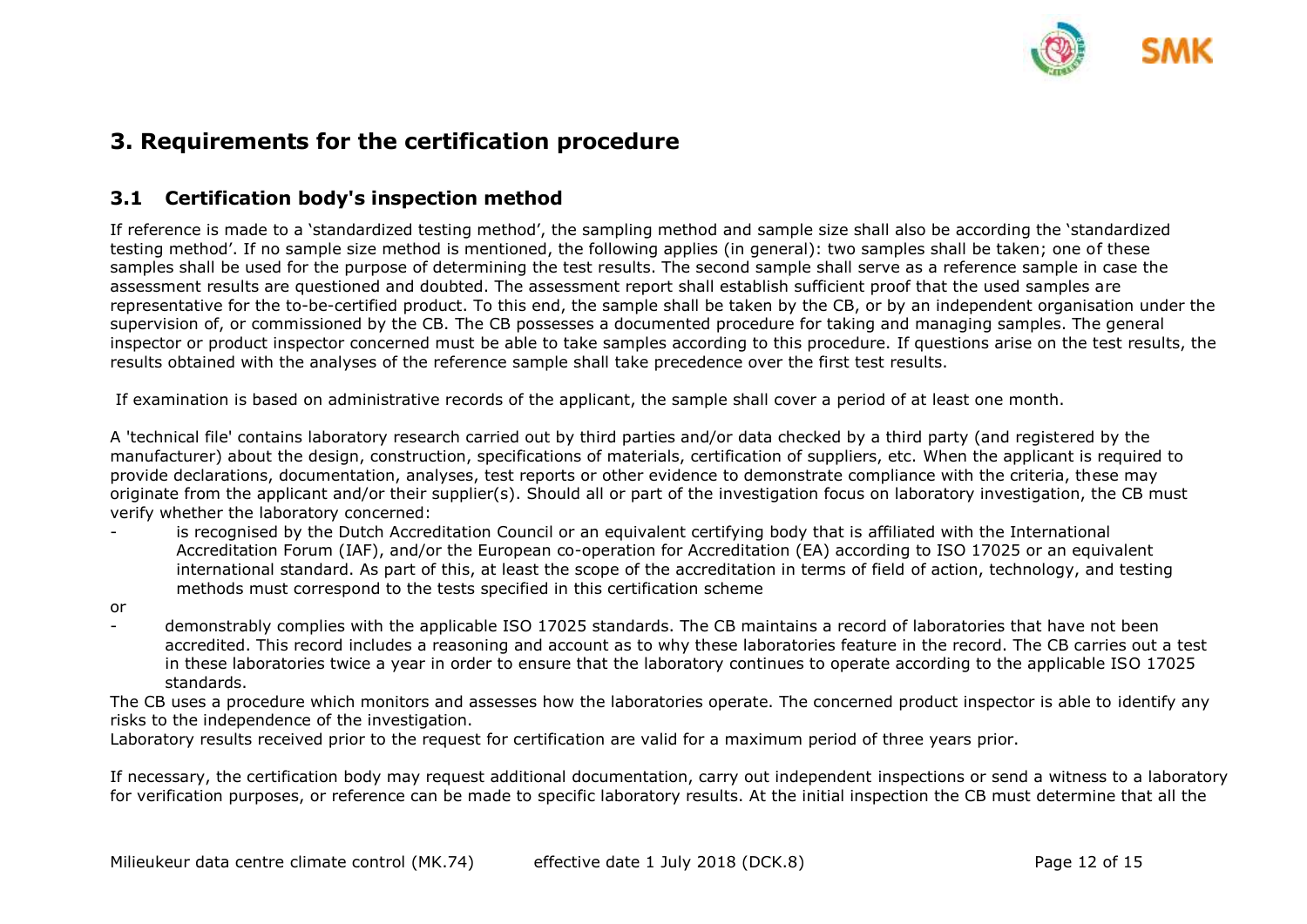# 3. Requirements for the certification procedure

## 3.1 Certification body's inspection method

If reference is made to a 'standardized testing method', the sampling method and sample size shall also be according the 'standardized testing method'. If no sample size method is mentioned, the following applies (in general): two samples shall be taken; one of these samples shall be used for the purpose of determining the test results. The second sample shall serve as a reference sample in case the assessment results are questioned and doubted. The assessment report shall establish sufficient proof that the used samples are representative for the to-be-certified product. To this end, the sample shall be taken by the CB, or by an independent organisation under the supervision of, or commissioned by the CB. The CB possesses a documented procedure for taking and managing samples. The general inspector or product inspector concerned must be able to take samples according to this procedure. If questions arise on the test results, the results obtained with the analyses of the reference sample shall take precedence over the first test results.

If examination is based on administrative records of the applicant, the sample shall cover a period of at least one month.

A 'technical file' contains laboratory research carried out by third parties and/or data checked by a third party (and registered by the manufacturer) about the design, construction, specifications of materials, certification of suppliers, etc. When the applicant is required to provide declarations, documentation, analyses, test reports or other evidence to demonstrate compliance with the criteria, these may originate from the applicant and/or their supplier(s). Should all or part of the investigation focus on laboratory investigation, the CB must verify whether the laboratory concerned:

- is recognised by the Dutch Accreditation Council or an equivalent certifying body that is affiliated with the International Accreditation Forum (IAF), and/or the European co-operation for Accreditation (EA) according to ISO 17025 or an equivalent international standard. As part of this, at least the scope of the accreditation in terms of field of action, technology, and testing methods must correspond to the tests specified in this certification scheme

or

- demonstrably complies with the applicable ISO 17025 standards. The CB maintains a record of laboratories that have not been accredited. This record includes a reasoning and account as to why these laboratories feature in the record. The CB carries out a test in these laboratories twice a year in order to ensure that the laboratory continues to operate according to the applicable ISO 17025 standards.

The CB uses a procedure which monitors and assesses how the laboratories operate. The concerned product inspector is able to identify any risks to the independence of the investigation.
Laboratory results received prior to the request for certification are valid for a maximum period of three years prior.

If necessary, the certification body may request additional documentation, carry out independent inspections or send a witness to a laboratory for verification purposes, or reference can be made to specific laboratory results. At the initial inspection the CB must determine that all the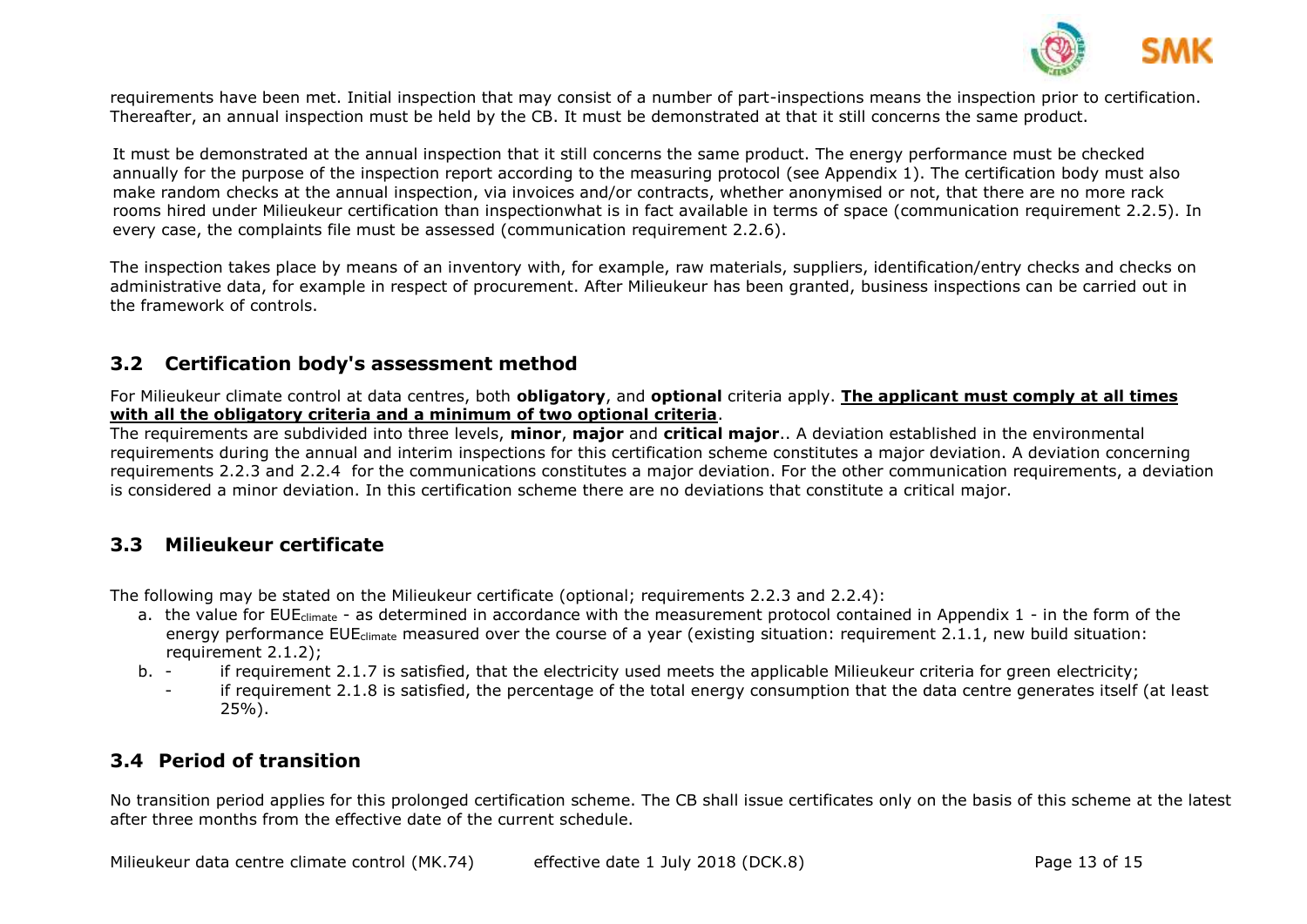requirements have been met. Initial inspection that may consist of a number of part-inspections means the inspection prior to certification. Thereafter, an annual inspection must be held by the CB. It must be demonstrated at that it still concerns the same product.

It must be demonstrated at the annual inspection that it still concerns the same product. The energy performance must be checked annually for the purpose of the inspection report according to the measuring protocol (see Appendix 1). The certification body must also make random checks at the annual inspection, via invoices and/or contracts, whether anonymised or not, that there are no more rack rooms hired under Milieukeur certification than inspectionwhat is in fact available in terms of space (communication requirement 2.2.5). In every case, the complaints file must be assessed (communication requirement 2.2.6).

The inspection takes place by means of an inventory with, for example, raw materials, suppliers, identification/entry checks and checks on administrative data, for example in respect of procurement. After Milieukeur has been granted, business inspections can be carried out in the framework of controls.

## 3.2 Certification body's assessment method

For Milieukeur climate control at data centres, both **obligatory**, and **optional** criteria apply. **The applicant must comply at all times with all the obligatory criteria and a minimum of two optional criteria**.
The requirements are subdivided into three levels, **minor**, **major** and **critical major**.. A deviation established in the environmental requirements during the annual and interim inspections for this certification scheme constitutes a major deviation. A deviation concerning requirements 2.2.3 and 2.2.4 for the communications constitutes a major deviation. For the other communication requirements, a deviation is considered a minor deviation. In this certification scheme there are no deviations that constitute a critical major.

## 3.3 Milieukeur certificate

The following may be stated on the Milieukeur certificate (optional; requirements 2.2.3 and 2.2.4):

a. the value for $EUE_{climate}$ - as determined in accordance with the measurement protocol contained in Appendix 1 - in the form of the energy performance $EUE_{climate}$ measured over the course of a year (existing situation: requirement 2.1.1, new build situation: requirement 2.1.2);
b. - if requirement 2.1.7 is satisfied, that the electricity used meets the applicable Milieukeur criteria for green electricity;
   - if requirement 2.1.8 is satisfied, the percentage of the total energy consumption that the data centre generates itself (at least 25%).

## 3.4 Period of transition

No transition period applies for this prolonged certification scheme. The CB shall issue certificates only on the basis of this scheme at the latest after three months from the effective date of the current schedule.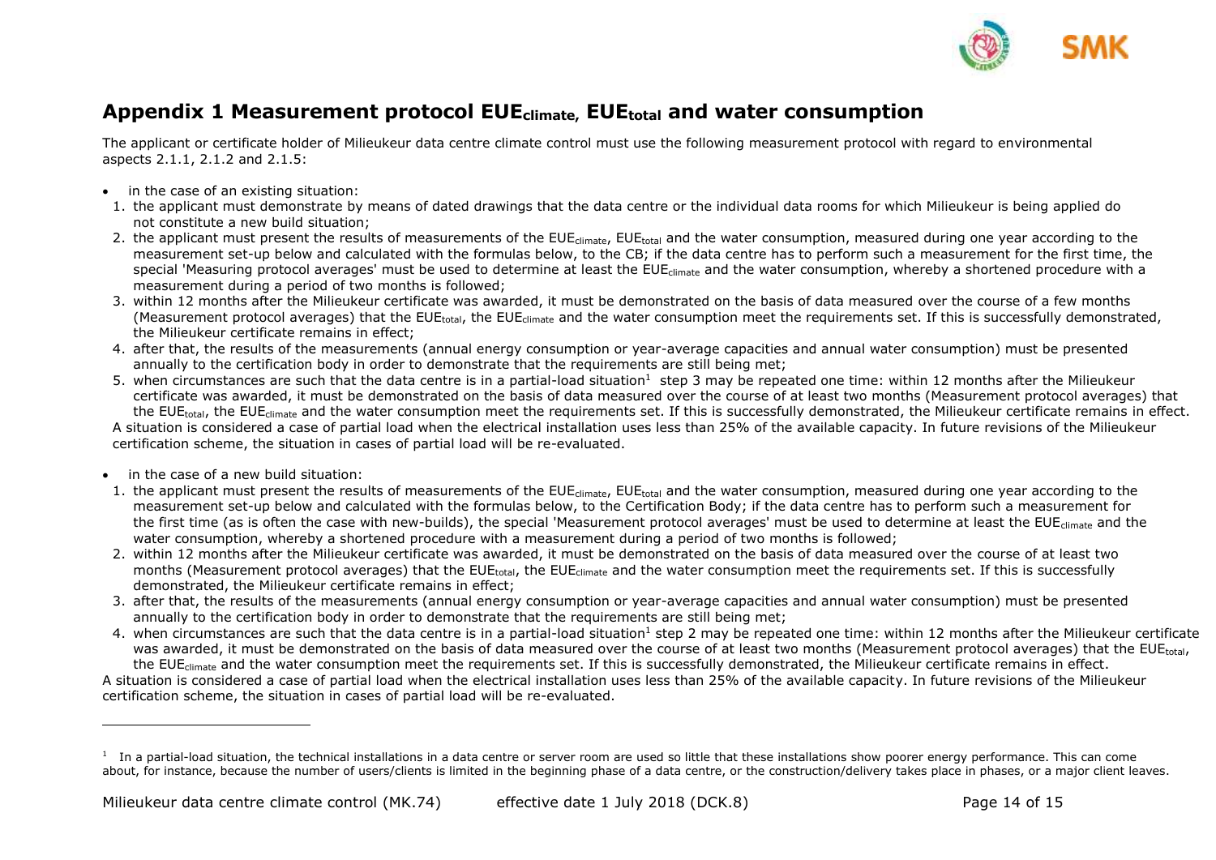# Appendix 1 Measurement protocol $EUE_{climate}$, $EUE_{total}$ and water consumption

The applicant or certificate holder of Milieukeur data centre climate control must use the following measurement protocol with regard to environmental aspects 2.1.1, 2.1.2 and 2.1.5:

- in the case of an existing situation:
  1. the applicant must demonstrate by means of dated drawings that the data centre or the individual data rooms for which Milieukeur is being applied do not constitute a new build situation;
  2. the applicant must present the results of measurements of the $EUE_{climate}$, $EUE_{total}$ and the water consumption, measured during one year according to the measurement set-up below and calculated with the formulas below, to the CB; if the data centre has to perform such a measurement for the first time, the special 'Measuring protocol averages' must be used to determine at least the $EUE_{climate}$ and the water consumption, whereby a shortened procedure with a measurement during a period of two months is followed;
  3. within 12 months after the Milieukeur certificate was awarded, it must be demonstrated on the basis of data measured over the course of a few months (Measurement protocol averages) that the $EUE_{total}$, the $EUE_{climate}$ and the water consumption meet the requirements set. If this is successfully demonstrated, the Milieukeur certificate remains in effect;
  4. after that, the results of the measurements (annual energy consumption or year-average capacities and annual water consumption) must be presented annually to the certification body in order to demonstrate that the requirements are still being met;
  5. when circumstances are such that the data centre is in a partial-load situation[1] step 3 may be repeated one time: within 12 months after the Milieukeur certificate was awarded, it must be demonstrated on the basis of data measured over the course of at least two months (Measurement protocol averages) that the $EUE_{total}$, the $EUE_{climate}$ and the water consumption meet the requirements set. If this is successfully demonstrated, the Milieukeur certificate remains in effect.

  A situation is considered a case of partial load when the electrical installation uses less than 25% of the available capacity. In future revisions of the Milieukeur certification scheme, the situation in cases of partial load will be re-evaluated.

- in the case of a new build situation:
  1. the applicant must present the results of measurements of the $EUE_{climate}$, $EUE_{total}$ and the water consumption, measured during one year according to the measurement set-up below and calculated with the formulas below, to the Certification Body; if the data centre has to perform such a measurement for the first time (as is often the case with new-builds), the special 'Measurement protocol averages' must be used to determine at least the $EUE_{climate}$ and the water consumption, whereby a shortened procedure with a measurement during a period of two months is followed;
  2. within 12 months after the Milieukeur certificate was awarded, it must be demonstrated on the basis of data measured over the course of at least two months (Measurement protocol averages) that the $EUE_{total}$, the $EUE_{climate}$ and the water consumption meet the requirements set. If this is successfully demonstrated, the Milieukeur certificate remains in effect;
  3. after that, the results of the measurements (annual energy consumption or year-average capacities and annual water consumption) must be presented annually to the certification body in order to demonstrate that the requirements are still being met;
  4. when circumstances are such that the data centre is in a partial-load situation[1] step 2 may be repeated one time: within 12 months after the Milieukeur certificate was awarded, it must be demonstrated on the basis of data measured over the course of at least two months (Measurement protocol averages) that the $EUE_{total}$, the $EUE_{climate}$ and the water consumption meet the requirements set. If this is successfully demonstrated, the Milieukeur certificate remains in effect.

A situation is considered a case of partial load when the electrical installation uses less than 25% of the available capacity. In future revisions of the Milieukeur certification scheme, the situation in cases of partial load will be re-evaluated.

---

[1] In a partial-load situation, the technical installations in a data centre or server room are used so little that these installations show poorer energy performance. This can come about, for instance, because the number of users/clients is limited in the beginning phase of a data centre, or the construction/delivery takes place in phases, or a major client leaves.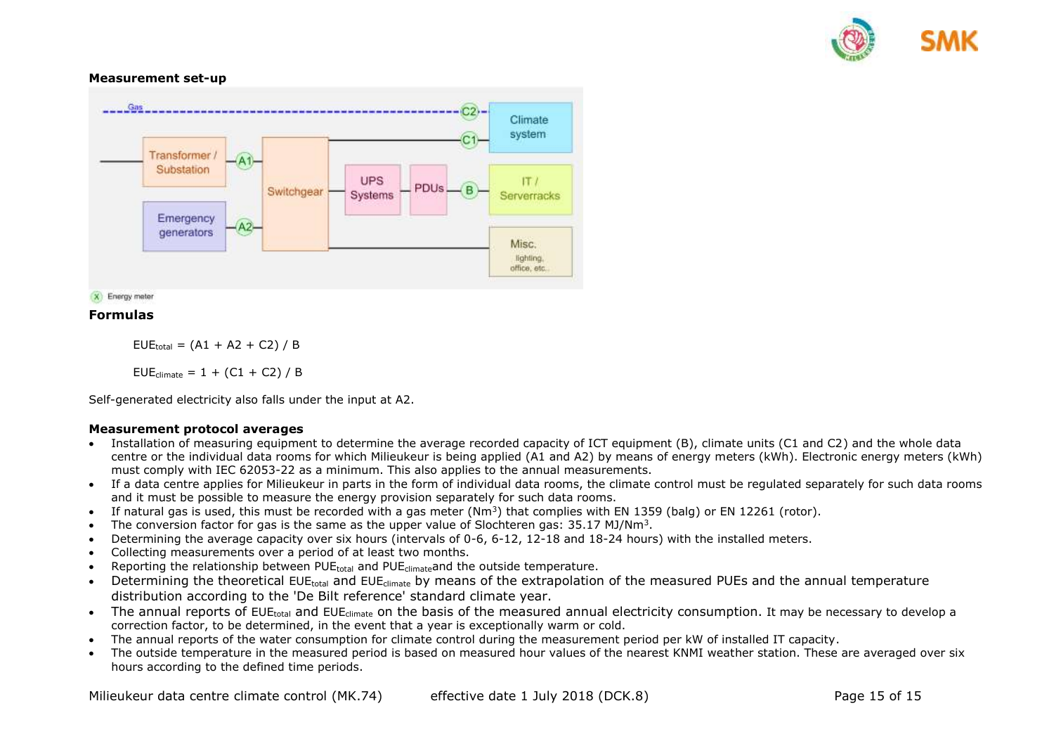**Measurement set-up**

Gas

C2

C1

Climate system

Transformer / Substation

A1

Switchgear

UPS Systems

PDUs

B

IT / Serverracks

Emergency generators

A2

Misc.
lighting, office, etc.

X Energy meter

**Formulas**

$$EUE_{total} = (A1 + A2 + C2) / B$$

$$EUE_{climate} = 1 + (C1 + C2) / B$$

Self-generated electricity also falls under the input at A2.

**Measurement protocol averages**

- Installation of measuring equipment to determine the average recorded capacity of ICT equipment (B), climate units (C1 and C2) and the whole data centre or the individual data rooms for which Milieukeur is being applied (A1 and A2) by means of energy meters (kWh). Electronic energy meters (kWh) must comply with IEC 62053-22 as a minimum. This also applies to the annual measurements.
- If a data centre applies for Milieukeur in parts in the form of individual data rooms, the climate control must be regulated separately for such data rooms and it must be possible to measure the energy provision separately for such data rooms.
- If natural gas is used, this must be recorded with a gas meter ($Nm^3$) that complies with EN 1359 (balg) or EN 12261 (rotor).
- The conversion factor for gas is the same as the upper value of Slochteren gas: 35.17 $MJ/Nm^3$.
- Determining the average capacity over six hours (intervals of 0-6, 6-12, 12-18 and 18-24 hours) with the installed meters.
- Collecting measurements over a period of at least two months.
- Reporting the relationship between $PUE_{total}$ and $PUE_{climate}$and the outside temperature.
- Determining the theoretical $EUE_{total}$ and $EUE_{climate}$ by means of the extrapolation of the measured PUEs and the annual temperature distribution according to the 'De Bilt reference' standard climate year.
- The annual reports of $EUE_{total}$ and $EUE_{climate}$ on the basis of the measured annual electricity consumption. It may be necessary to develop a correction factor, to be determined, in the event that a year is exceptionally warm or cold.
- The annual reports of the water consumption for climate control during the measurement period per kW of installed IT capacity.
- The outside temperature in the measured period is based on measured hour values of the nearest KNMI weather station. These are averaged over six hours according to the defined time periods.